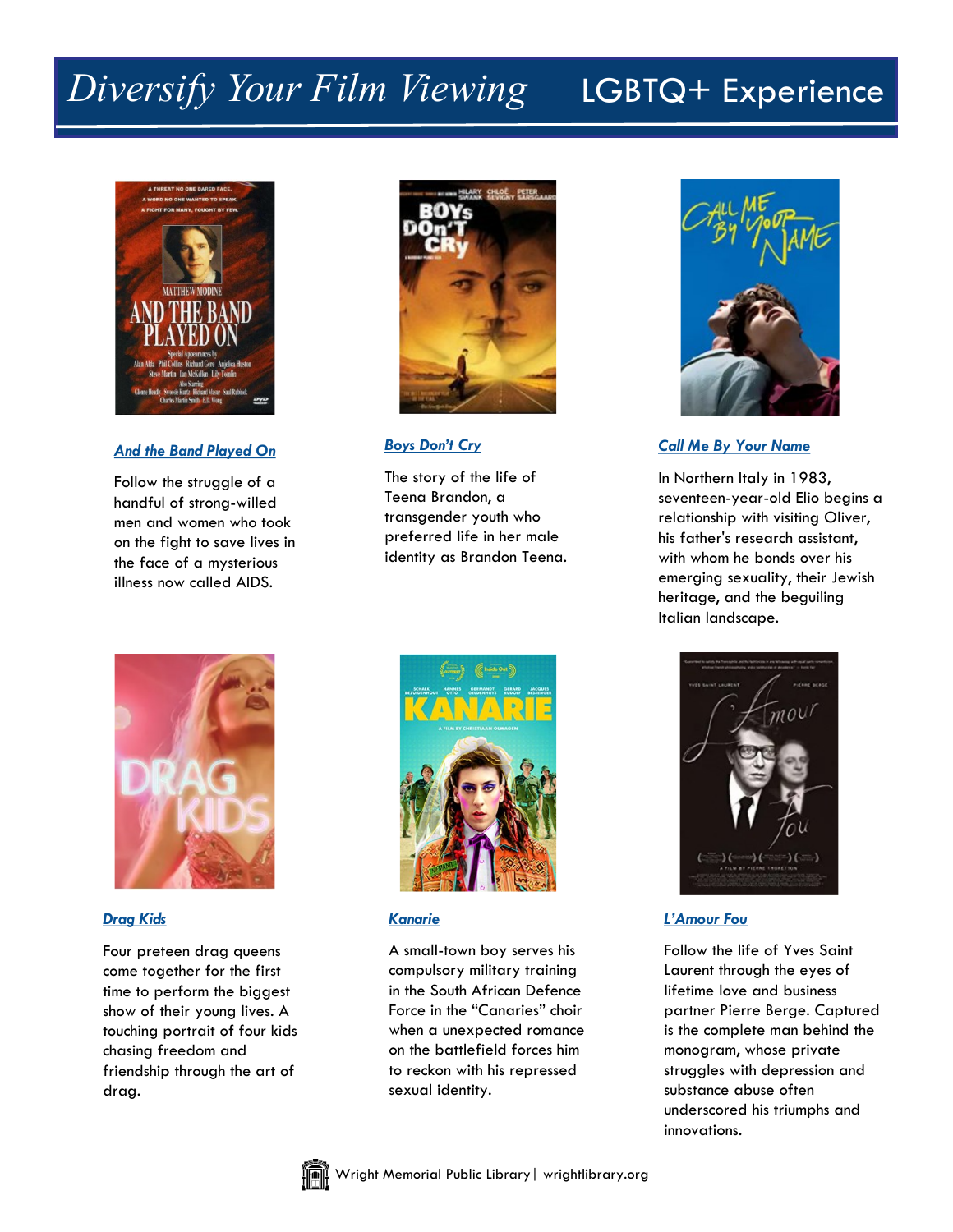# Diversify Your Film Viewing — LGBTQ+ Experience

### [And the Band Played On]

Follow the struggle of a handful of strong-willed men and women who took on the fight to save lives in the face of a mysterious illness now called AIDS.

### [Boys Don't Cry]

The story of the life of Teena Brandon, a transgender youth who preferred life in her male identity as Brandon Teena.

### [Call Me By Your Name]

In Northern Italy in 1983, seventeen-year-old Elio begins a relationship with visiting Oliver, his father's research assistant, with whom he bonds over his emerging sexuality, their Jewish heritage, and the beguiling Italian landscape.

### [Drag Kids]

Four preteen drag queens come together for the first time to perform the biggest show of their young lives. A touching portrait of four kids chasing freedom and friendship through the art of drag.

### [Kanarie]

A small-town boy serves his compulsory military training in the South African Defence Force in the "Canaries" choir when a unexpected romance on the battlefield forces him to reckon with his repressed sexual identity.

### [L'Amour Fou]

Follow the life of Yves Saint Laurent through the eyes of lifetime love and business partner Pierre Berge. Captured is the complete man behind the monogram, whose private struggles with depression and substance abuse often underscored his triumphs and innovations.

Wright Memorial Public Library | wrightlibrary.org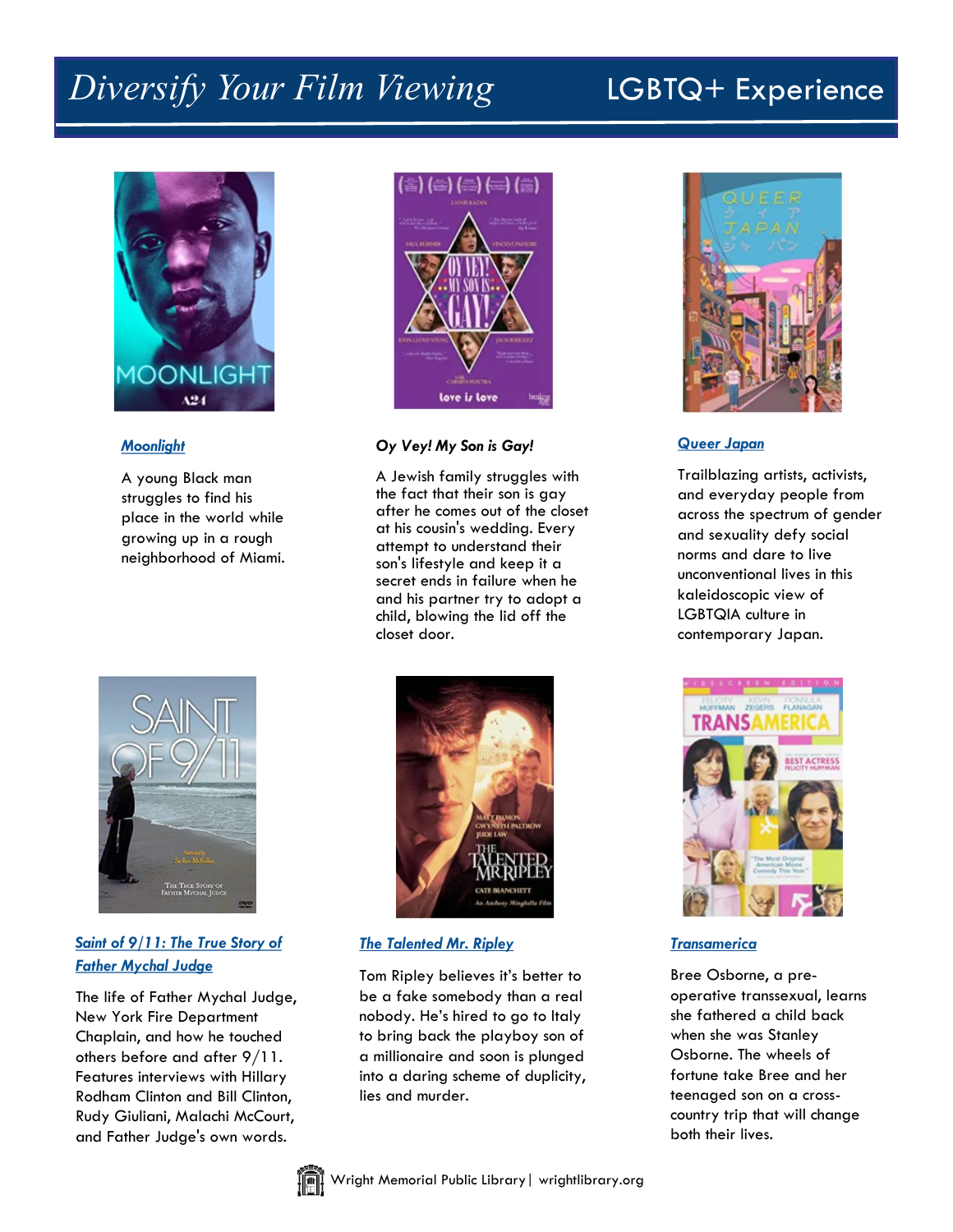# Diversify Your Film Viewing

## LGBTQ+ Experience

### *Moonlight*

A young Black man struggles to find his place in the world while growing up in a rough neighborhood of Miami.

### *Oy Vey! My Son is Gay!*

A Jewish family struggles with the fact that their son is gay after he comes out of the closet at his cousin's wedding. Every attempt to understand their son's lifestyle and keep it a secret ends in failure when he and his partner try to adopt a child, blowing the lid off the closet door.

### *Queer Japan*

Trailblazing artists, activists, and everyday people from across the spectrum of gender and sexuality defy social norms and dare to live unconventional lives in this kaleidoscopic view of LGBTQIA culture in contemporary Japan.

### *Saint of 9/11: The True Story of Father Mychal Judge*

The life of Father Mychal Judge, New York Fire Department Chaplain, and how he touched others before and after 9/11. Features interviews with Hillary Rodham Clinton and Bill Clinton, Rudy Giuliani, Malachi McCourt, and Father Judge's own words.

### *The Talented Mr. Ripley*

Tom Ripley believes it's better to be a fake somebody than a real nobody. He's hired to go to Italy to bring back the playboy son of a millionaire and soon is plunged into a daring scheme of duplicity, lies and murder.

### *Transamerica*

Bree Osborne, a pre-operative transsexual, learns she fathered a child back when she was Stanley Osborne. The wheels of fortune take Bree and her teenaged son on a cross-country trip that will change both their lives.

Wright Memorial Public Library | wrightlibrary.org